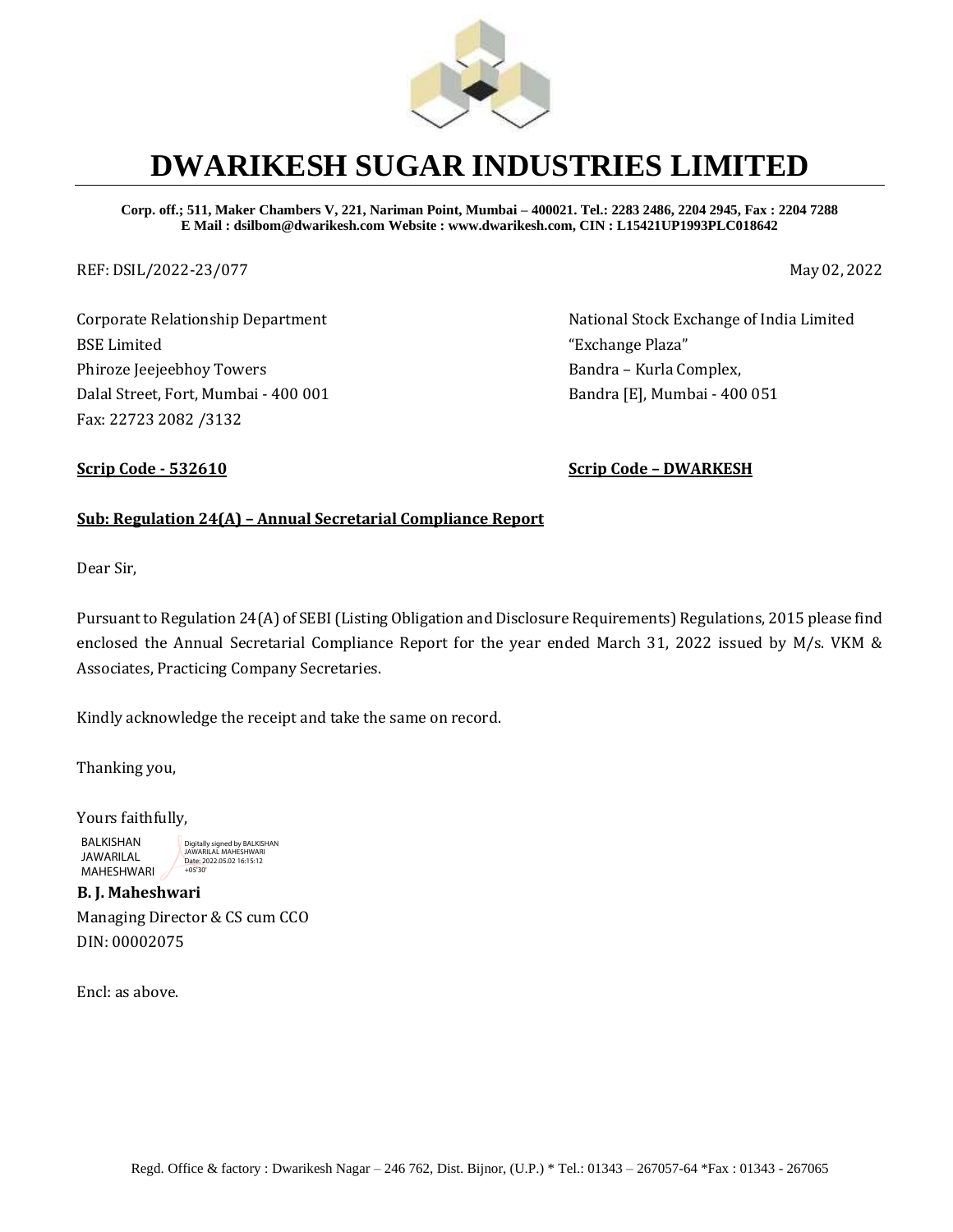# DWARIKESH SUGAR INDUSTRIES LIMITED

**Corp. off.; 511, Maker Chambers V, 221, Nariman Point, Mumbai – 400021. Tel.: 2283 2486, 2204 2945, Fax : 2204 7288**
**E Mail : dsilbom@dwarikesh.com Website : www.dwarikesh.com, CIN : L15421UP1993PLC018642**

REF: DSIL/2022-23/077

May 02, 2022

Corporate Relationship Department
BSE Limited
Phiroze Jeejeebhoy Towers
Dalal Street, Fort, Mumbai - 400 001
Fax: 22723 2082 /3132

**Scrip Code - 532610**

National Stock Exchange of India Limited
"Exchange Plaza"
Bandra – Kurla Complex,
Bandra [E], Mumbai - 400 051

**Scrip Code – DWARKESH**

**Sub: Regulation 24(A) – Annual Secretarial Compliance Report**

Dear Sir,

Pursuant to Regulation 24(A) of SEBI (Listing Obligation and Disclosure Requirements) Regulations, 2015 please find enclosed the Annual Secretarial Compliance Report for the year ended March 31, 2022 issued by M/s. VKM & Associates, Practicing Company Secretaries.

Kindly acknowledge the receipt and take the same on record.

Thanking you,

Yours faithfully,

BALKISHAN JAWARILAL MAHESHWARI
Digitally signed by BALKISHAN JAWARILAL MAHESHWARI
Date: 2022.05.02 16:15:12 +05'30'

**B. J. Maheshwari**
Managing Director & CS cum CCO
DIN: 00002075

Encl: as above.

Regd. Office & factory : Dwarikesh Nagar – 246 762, Dist. Bijnor, (U.P.) * Tel.: 01343 – 267057-64 *Fax : 01343 - 267065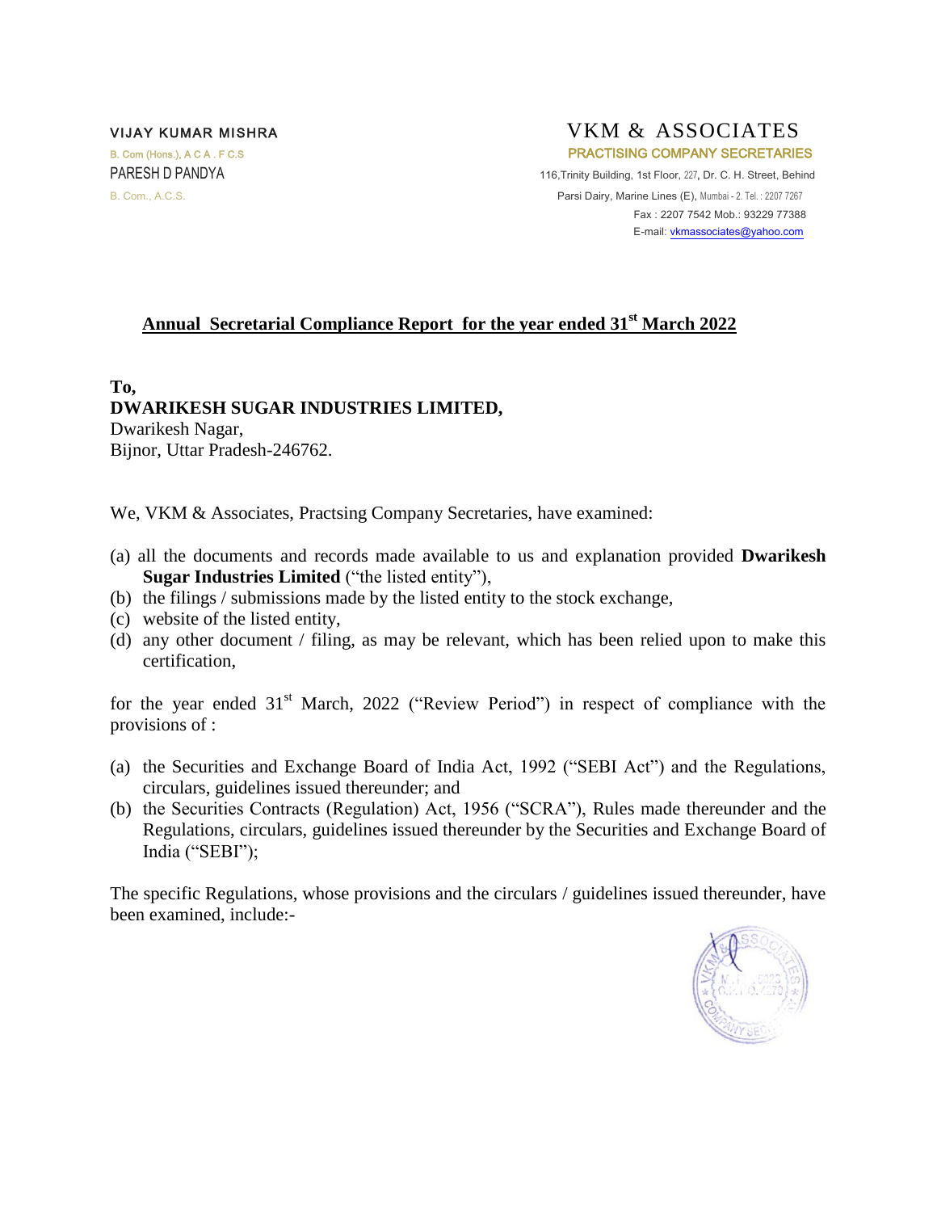VIJAY KUMAR MISHRA
B. Com (Hons.), A C A . F C.S
PARESH D PANDYA
B. Com., A.C.S.

# VKM & ASSOCIATES

PRACTISING COMPANY SECRETARIES
116,Trinity Building, 1st Floor, 227, Dr. C. H. Street, Behind Parsi Dairy, Marine Lines (E), Mumbai - 2. Tel. : 2207 7267
Fax : 2207 7542 Mob.: 93229 77388
E-mail: vkmassociates@yahoo.com

## Annual Secretarial Compliance Report for the year ended 31st March 2022

**To,**
**DWARIKESH SUGAR INDUSTRIES LIMITED,**
Dwarikesh Nagar,
Bijnor, Uttar Pradesh-246762.

We, VKM & Associates, Practsing Company Secretaries, have examined:

(a) all the documents and records made available to us and explanation provided **Dwarikesh Sugar Industries Limited** ("the listed entity"),
(b) the filings / submissions made by the listed entity to the stock exchange,
(c) website of the listed entity,
(d) any other document / filing, as may be relevant, which has been relied upon to make this certification,

for the year ended 31st March, 2022 ("Review Period") in respect of compliance with the provisions of :

(a) the Securities and Exchange Board of India Act, 1992 ("SEBI Act") and the Regulations, circulars, guidelines issued thereunder; and
(b) the Securities Contracts (Regulation) Act, 1956 ("SCRA"), Rules made thereunder and the Regulations, circulars, guidelines issued thereunder by the Securities and Exchange Board of India ("SEBI");

The specific Regulations, whose provisions and the circulars / guidelines issued thereunder, have been examined, include:-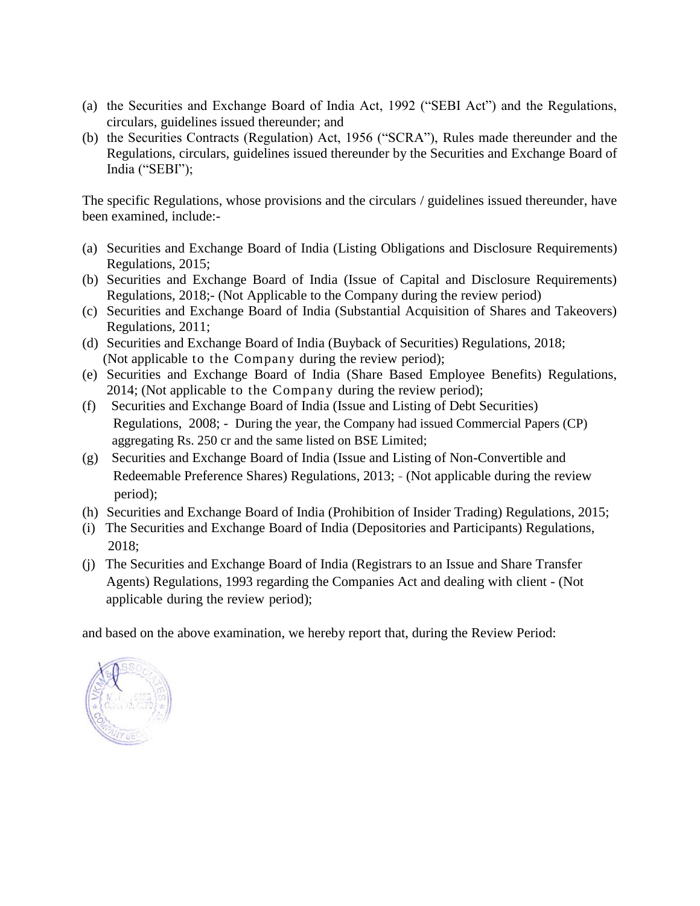(a) the Securities and Exchange Board of India Act, 1992 ("SEBI Act") and the Regulations, circulars, guidelines issued thereunder; and
(b) the Securities Contracts (Regulation) Act, 1956 ("SCRA"), Rules made thereunder and the Regulations, circulars, guidelines issued thereunder by the Securities and Exchange Board of India ("SEBI");

The specific Regulations, whose provisions and the circulars / guidelines issued thereunder, have been examined, include:-

(a) Securities and Exchange Board of India (Listing Obligations and Disclosure Requirements) Regulations, 2015;
(b) Securities and Exchange Board of India (Issue of Capital and Disclosure Requirements) Regulations, 2018;- (Not Applicable to the Company during the review period)
(c) Securities and Exchange Board of India (Substantial Acquisition of Shares and Takeovers) Regulations, 2011;
(d) Securities and Exchange Board of India (Buyback of Securities) Regulations, 2018; (Not applicable to the Company during the review period);
(e) Securities and Exchange Board of India (Share Based Employee Benefits) Regulations, 2014; (Not applicable to the Company during the review period);
(f) Securities and Exchange Board of India (Issue and Listing of Debt Securities) Regulations, 2008; - During the year, the Company had issued Commercial Papers (CP) aggregating Rs. 250 cr and the same listed on BSE Limited;
(g) Securities and Exchange Board of India (Issue and Listing of Non-Convertible and Redeemable Preference Shares) Regulations, 2013; - (Not applicable during the review period);
(h) Securities and Exchange Board of India (Prohibition of Insider Trading) Regulations, 2015;
(i) The Securities and Exchange Board of India (Depositories and Participants) Regulations, 2018;
(j) The Securities and Exchange Board of India (Registrars to an Issue and Share Transfer Agents) Regulations, 1993 regarding the Companies Act and dealing with client - (Not applicable during the review period);

and based on the above examination, we hereby report that, during the Review Period: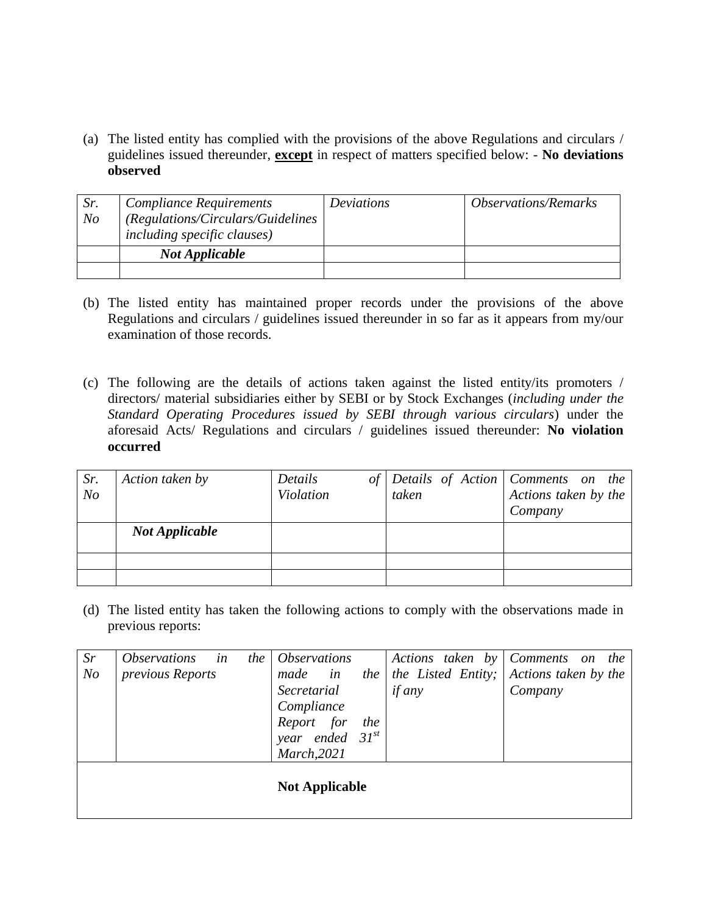(a) The listed entity has complied with the provisions of the above Regulations and circulars / guidelines issued thereunder, **except** in respect of matters specified below: - **No deviations observed**

| *Sr. No* | *Compliance Requirements (Regulations/Circulars/Guidelines including specific clauses)* | *Deviations* | *Observations/Remarks* |
|---|---|---|---|
| | ***Not Applicable*** | | |
| | | | |

(b) The listed entity has maintained proper records under the provisions of the above Regulations and circulars / guidelines issued thereunder in so far as it appears from my/our examination of those records.

(c) The following are the details of actions taken against the listed entity/its promoters / directors/ material subsidiaries either by SEBI or by Stock Exchanges (*including under the Standard Operating Procedures issued by SEBI through various circulars*) under the aforesaid Acts/ Regulations and circulars / guidelines issued thereunder: **No violation occurred**

| *Sr. No* | *Action taken by* | *Details of Violation* | *Details of Action taken* | *Comments on the Actions taken by the Company* |
|---|---|---|---|---|
| | ***Not Applicable*** | | | |
| | | | | |
| | | | | |

(d) The listed entity has taken the following actions to comply with the observations made in previous reports:

| *Sr No* | *Observations in the previous Reports* | *Observations made in the Secretarial Compliance Report for the year ended 31st March,2021* | *Actions taken by the Listed Entity; if any* | *Comments on the Actions taken by the Company* |
|---|---|---|---|---|
| | | **Not Applicable** | | |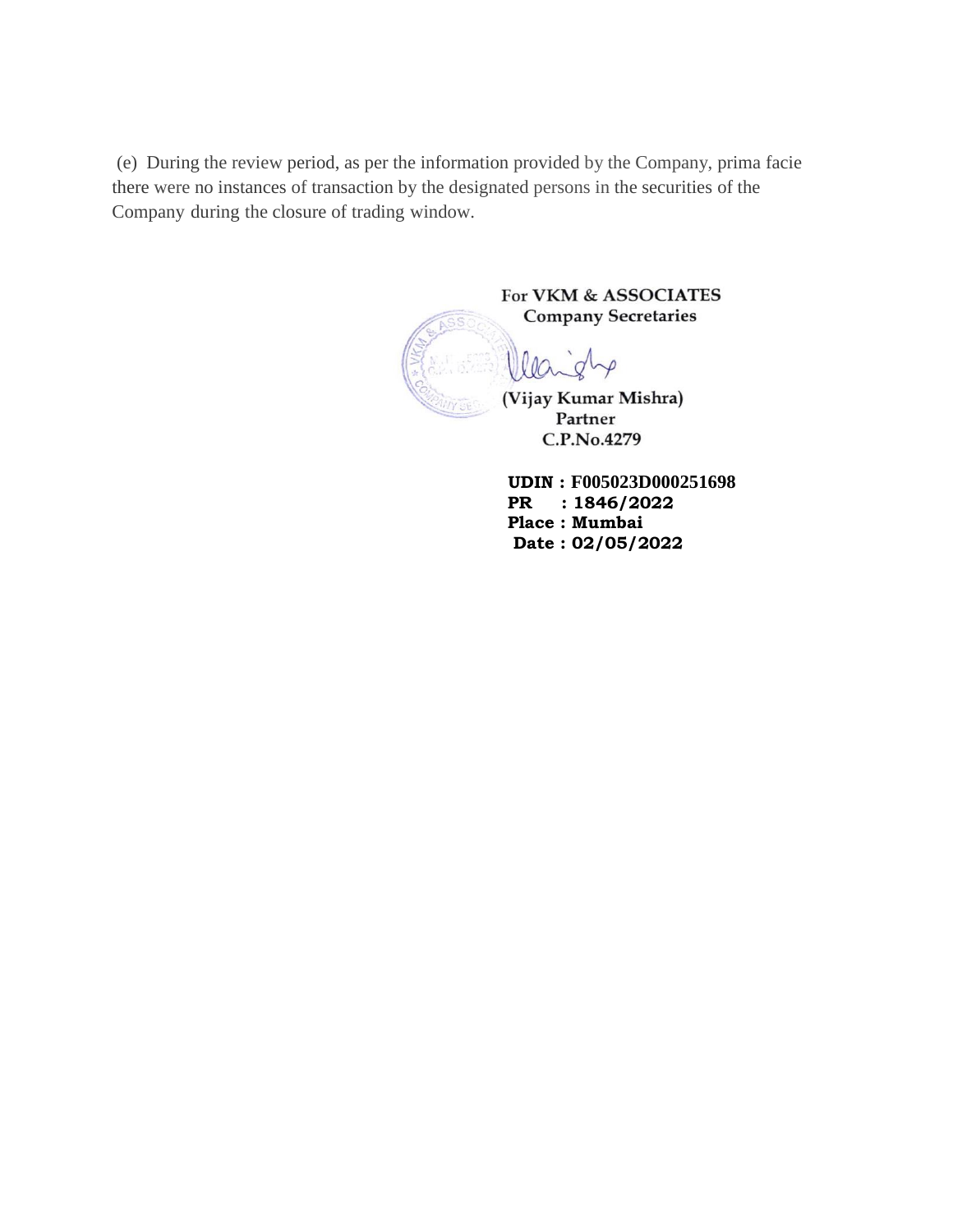(e) During the review period, as per the information provided by the Company, prima facie there were no instances of transaction by the designated persons in the securities of the Company during the closure of trading window.

For VKM & ASSOCIATES
Company Secretaries

(Vijay Kumar Mishra)
Partner
C.P.No.4279

**UDIN : F005023D000251698**
**PR : 1846/2022**
**Place : Mumbai**
**Date : 02/05/2022**